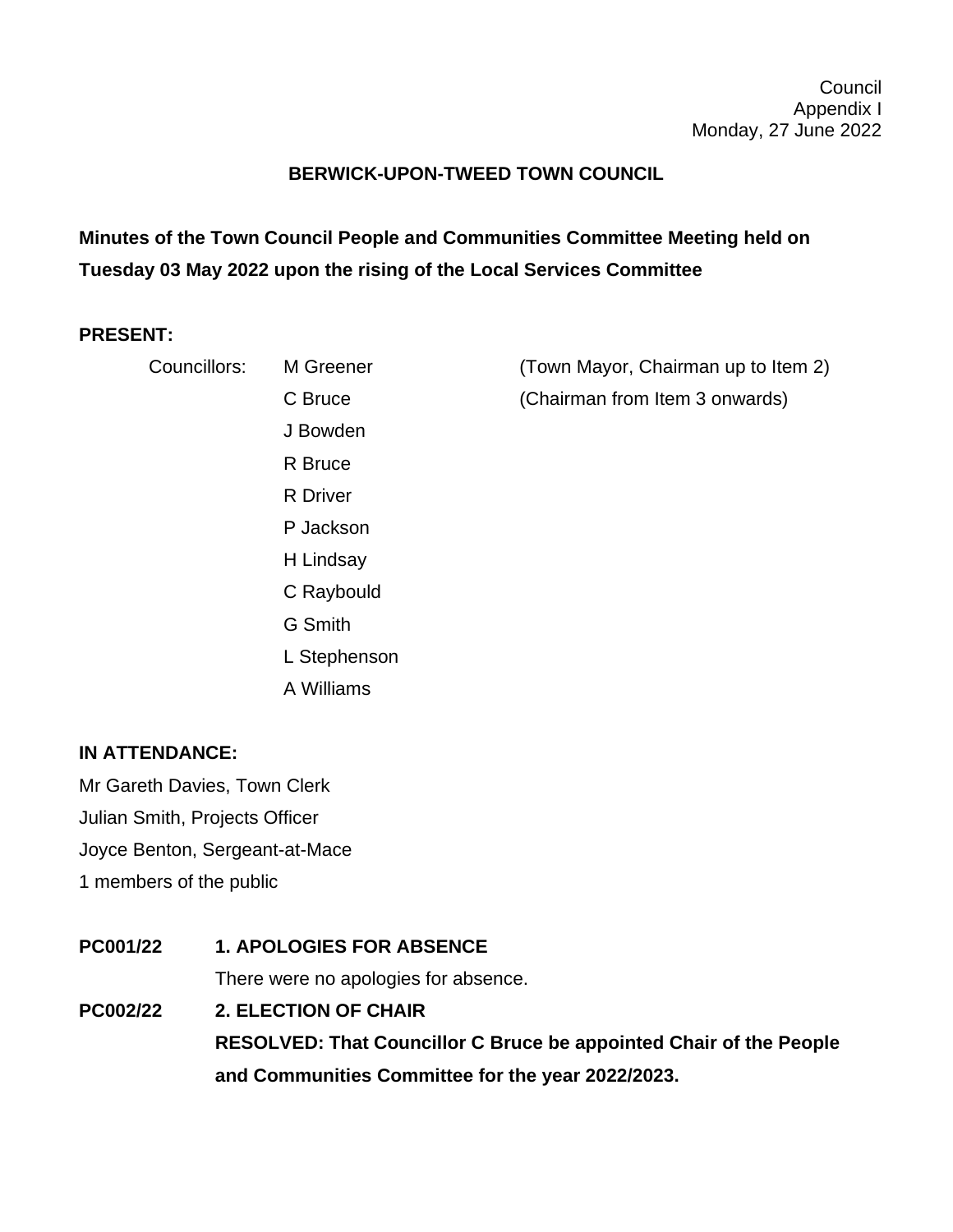Council
Appendix I
Monday, 27 June 2022

**BERWICK-UPON-TWEED TOWN COUNCIL**

**Minutes of the Town Council People and Communities Committee Meeting held on Tuesday 03 May 2022 upon the rising of the Local Services Committee**

**PRESENT:**

| | | |
|---|---|---|
| Councillors: | M Greener | (Town Mayor, Chairman up to Item 2) |
| | C Bruce | (Chairman from Item 3 onwards) |
| | J Bowden | |
| | R Bruce | |
| | R Driver | |
| | P Jackson | |
| | H Lindsay | |
| | C Raybould | |
| | G Smith | |
| | L Stephenson | |
| | A Williams | |

**IN ATTENDANCE:**

Mr Gareth Davies, Town Clerk
Julian Smith, Projects Officer
Joyce Benton, Sergeant-at-Mace
1 members of the public

**PC001/22** **1. APOLOGIES FOR ABSENCE**

There were no apologies for absence.

**PC002/22** **2. ELECTION OF CHAIR**

**RESOLVED: That Councillor C Bruce be appointed Chair of the People and Communities Committee for the year 2022/2023.**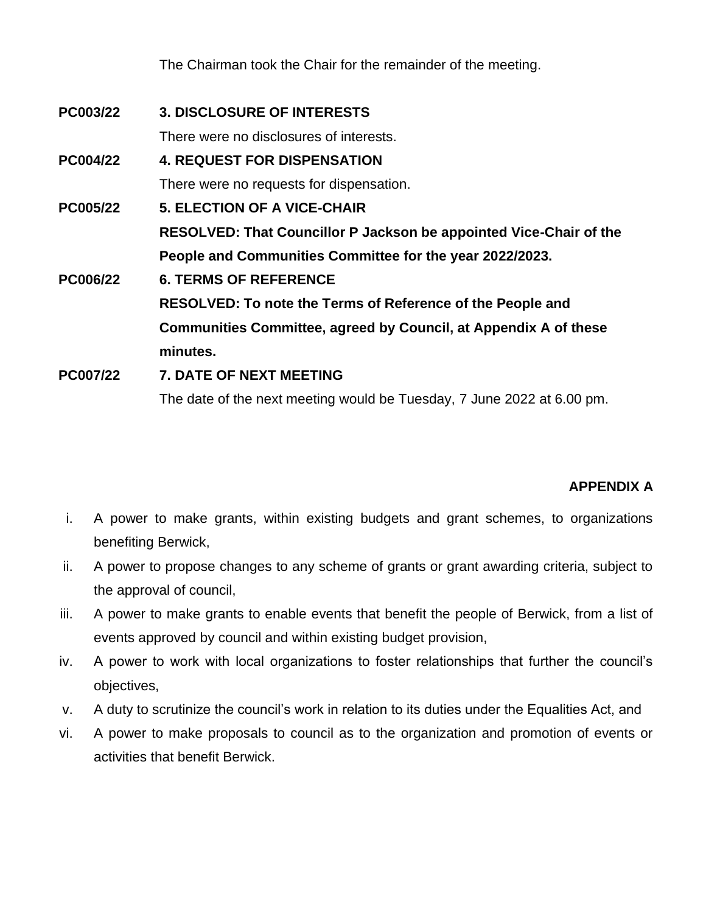The Chairman took the Chair for the remainder of the meeting.

**PC003/22** **3. DISCLOSURE OF INTERESTS**

There were no disclosures of interests.

**PC004/22** **4. REQUEST FOR DISPENSATION**

There were no requests for dispensation.

**PC005/22** **5. ELECTION OF A VICE-CHAIR**

**RESOLVED: That Councillor P Jackson be appointed Vice-Chair of the People and Communities Committee for the year 2022/2023.**

**PC006/22** **6. TERMS OF REFERENCE**

**RESOLVED: To note the Terms of Reference of the People and Communities Committee, agreed by Council, at Appendix A of these minutes.**

**PC007/22** **7. DATE OF NEXT MEETING**

The date of the next meeting would be Tuesday, 7 June 2022 at 6.00 pm.

**APPENDIX A**

i. A power to make grants, within existing budgets and grant schemes, to organizations benefiting Berwick,

ii. A power to propose changes to any scheme of grants or grant awarding criteria, subject to the approval of council,

iii. A power to make grants to enable events that benefit the people of Berwick, from a list of events approved by council and within existing budget provision,

iv. A power to work with local organizations to foster relationships that further the council's objectives,

v. A duty to scrutinize the council's work in relation to its duties under the Equalities Act, and

vi. A power to make proposals to council as to the organization and promotion of events or activities that benefit Berwick.